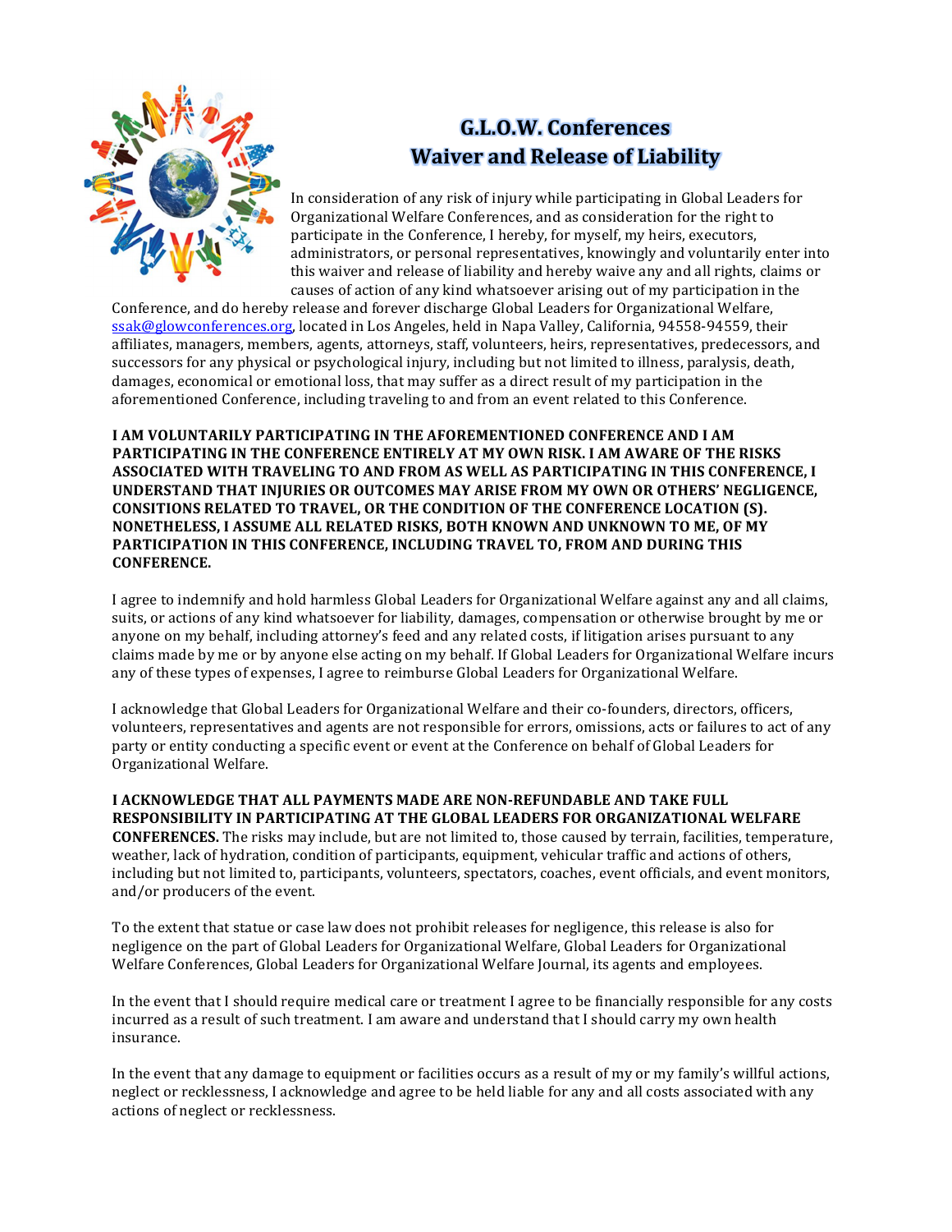# G.L.O.W. Conferences
# Waiver and Release of Liability

In consideration of any risk of injury while participating in Global Leaders for Organizational Welfare Conferences, and as consideration for the right to participate in the Conference, I hereby, for myself, my heirs, executors, administrators, or personal representatives, knowingly and voluntarily enter into this waiver and release of liability and hereby waive any and all rights, claims or causes of action of any kind whatsoever arising out of my participation in the Conference, and do hereby release and forever discharge Global Leaders for Organizational Welfare, ssak@glowconferences.org, located in Los Angeles, held in Napa Valley, California, 94558-94559, their affiliates, managers, members, agents, attorneys, staff, volunteers, heirs, representatives, predecessors, and successors for any physical or psychological injury, including but not limited to illness, paralysis, death, damages, economical or emotional loss, that may suffer as a direct result of my participation in the aforementioned Conference, including traveling to and from an event related to this Conference.

**I AM VOLUNTARILY PARTICIPATING IN THE AFOREMENTIONED CONFERENCE AND I AM PARTICIPATING IN THE CONFERENCE ENTIRELY AT MY OWN RISK. I AM AWARE OF THE RISKS ASSOCIATED WITH TRAVELING TO AND FROM AS WELL AS PARTICIPATING IN THIS CONFERENCE, I UNDERSTAND THAT INJURIES OR OUTCOMES MAY ARISE FROM MY OWN OR OTHERS' NEGLIGENCE, CONSITIONS RELATED TO TRAVEL, OR THE CONDITION OF THE CONFERENCE LOCATION (S). NONETHELESS, I ASSUME ALL RELATED RISKS, BOTH KNOWN AND UNKNOWN TO ME, OF MY PARTICIPATION IN THIS CONFERENCE, INCLUDING TRAVEL TO, FROM AND DURING THIS CONFERENCE.**

I agree to indemnify and hold harmless Global Leaders for Organizational Welfare against any and all claims, suits, or actions of any kind whatsoever for liability, damages, compensation or otherwise brought by me or anyone on my behalf, including attorney's feed and any related costs, if litigation arises pursuant to any claims made by me or by anyone else acting on my behalf. If Global Leaders for Organizational Welfare incurs any of these types of expenses, I agree to reimburse Global Leaders for Organizational Welfare.

I acknowledge that Global Leaders for Organizational Welfare and their co-founders, directors, officers, volunteers, representatives and agents are not responsible for errors, omissions, acts or failures to act of any party or entity conducting a specific event or event at the Conference on behalf of Global Leaders for Organizational Welfare.

**I ACKNOWLEDGE THAT ALL PAYMENTS MADE ARE NON-REFUNDABLE AND TAKE FULL RESPONSIBILITY IN PARTICIPATING AT THE GLOBAL LEADERS FOR ORGANIZATIONAL WELFARE CONFERENCES.** The risks may include, but are not limited to, those caused by terrain, facilities, temperature, weather, lack of hydration, condition of participants, equipment, vehicular traffic and actions of others, including but not limited to, participants, volunteers, spectators, coaches, event officials, and event monitors, and/or producers of the event.

To the extent that statue or case law does not prohibit releases for negligence, this release is also for negligence on the part of Global Leaders for Organizational Welfare, Global Leaders for Organizational Welfare Conferences, Global Leaders for Organizational Welfare Journal, its agents and employees.

In the event that I should require medical care or treatment I agree to be financially responsible for any costs incurred as a result of such treatment. I am aware and understand that I should carry my own health insurance.

In the event that any damage to equipment or facilities occurs as a result of my or my family's willful actions, neglect or recklessness, I acknowledge and agree to be held liable for any and all costs associated with any actions of neglect or recklessness.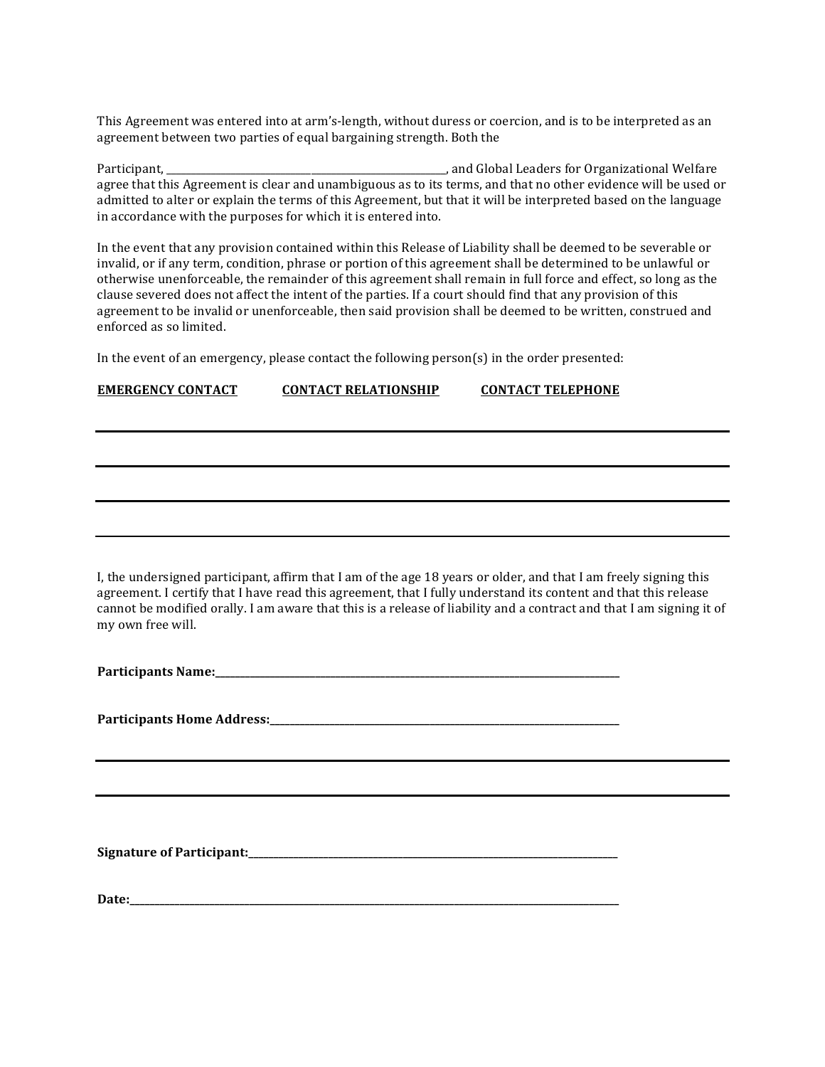This Agreement was entered into at arm's-length, without duress or coercion, and is to be interpreted as an agreement between two parties of equal bargaining strength. Both the

Participant, \_\_\_\_\_\_\_\_\_\_\_\_\_\_\_\_\_\_\_\_\_\_\_\_\_\_\_\_\_\_\_\_\_\_\_\_\_\_\_\_\_\_\_\_\_\_\_\_\_\_\_\_\_\_\_\_\_\_, and Global Leaders for Organizational Welfare agree that this Agreement is clear and unambiguous as to its terms, and that no other evidence will be used or admitted to alter or explain the terms of this Agreement, but that it will be interpreted based on the language in accordance with the purposes for which it is entered into.

In the event that any provision contained within this Release of Liability shall be deemed to be severable or invalid, or if any term, condition, phrase or portion of this agreement shall be determined to be unlawful or otherwise unenforceable, the remainder of this agreement shall remain in full force and effect, so long as the clause severed does not affect the intent of the parties. If a court should find that any provision of this agreement to be invalid or unenforceable, then said provision shall be deemed to be written, construed and enforced as so limited.

In the event of an emergency, please contact the following person(s) in the order presented:

| EMERGENCY CONTACT | CONTACT RELATIONSHIP | CONTACT TELEPHONE |
|---|---|---|
| | | |
| | | |
| | | |
| | | |

I, the undersigned participant, affirm that I am of the age 18 years or older, and that I am freely signing this agreement. I certify that I have read this agreement, that I fully understand its content and that this release cannot be modified orally. I am aware that this is a release of liability and a contract and that I am signing it of my own free will.

**Participants Name:**\_\_\_\_\_\_\_\_\_\_\_\_\_\_\_\_\_\_\_\_\_\_\_\_\_\_\_\_\_\_\_\_\_\_\_\_\_\_\_\_\_\_\_\_\_\_\_\_\_\_\_\_\_\_\_\_\_\_\_\_\_\_\_\_\_\_\_\_\_\_\_\_\_\_\_\_

**Participants Home Address:**\_\_\_\_\_\_\_\_\_\_\_\_\_\_\_\_\_\_\_\_\_\_\_\_\_\_\_\_\_\_\_\_\_\_\_\_\_\_\_\_\_\_\_\_\_\_\_\_\_\_\_\_\_\_\_\_\_\_\_\_\_\_\_\_\_

\_\_\_\_\_\_\_\_\_\_\_\_\_\_\_\_\_\_\_\_\_\_\_\_\_\_\_\_\_\_\_\_\_\_\_\_\_\_\_\_\_\_\_\_\_\_\_\_\_\_\_\_\_\_\_\_\_\_\_\_\_\_\_\_\_\_\_\_\_\_\_\_\_\_\_\_\_\_\_\_\_\_\_\_\_\_\_\_\_\_\_\_\_\_

\_\_\_\_\_\_\_\_\_\_\_\_\_\_\_\_\_\_\_\_\_\_\_\_\_\_\_\_\_\_\_\_\_\_\_\_\_\_\_\_\_\_\_\_\_\_\_\_\_\_\_\_\_\_\_\_\_\_\_\_\_\_\_\_\_\_\_\_\_\_\_\_\_\_\_\_\_\_\_\_\_\_\_\_\_\_\_\_\_\_\_\_\_\_

**Signature of Participant:**\_\_\_\_\_\_\_\_\_\_\_\_\_\_\_\_\_\_\_\_\_\_\_\_\_\_\_\_\_\_\_\_\_\_\_\_\_\_\_\_\_\_\_\_\_\_\_\_\_\_\_\_\_\_\_\_\_\_\_\_\_\_\_\_\_\_\_\_

**Date:**\_\_\_\_\_\_\_\_\_\_\_\_\_\_\_\_\_\_\_\_\_\_\_\_\_\_\_\_\_\_\_\_\_\_\_\_\_\_\_\_\_\_\_\_\_\_\_\_\_\_\_\_\_\_\_\_\_\_\_\_\_\_\_\_\_\_\_\_\_\_\_\_\_\_\_\_\_\_\_\_\_\_\_\_\_\_